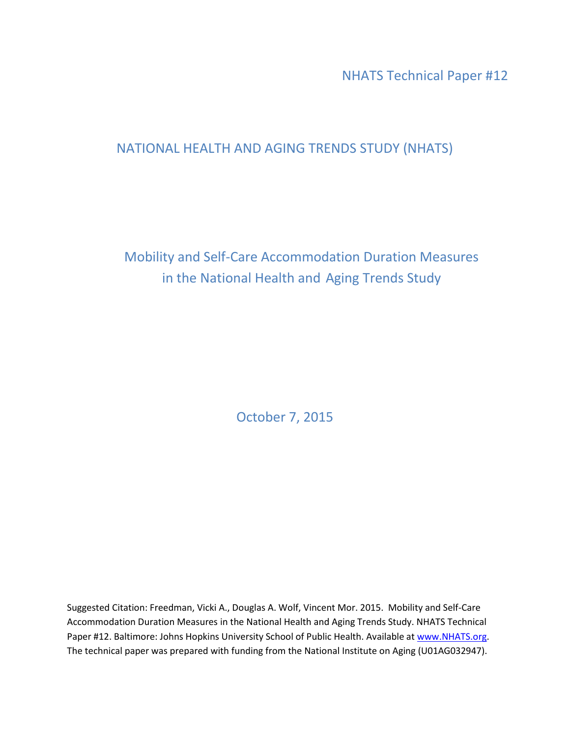NHATS Technical Paper #12

# NATIONAL HEALTH AND AGING TRENDS STUDY (NHATS)

## Mobility and Self-Care Accommodation Duration Measures in the National Health and Aging Trends Study

October 7, 2015

Suggested Citation: Freedman, Vicki A., Douglas A. Wolf, Vincent Mor. 2015. Mobility and Self-Care Accommodation Duration Measures in the National Health and Aging Trends Study. NHATS Technical Paper #12. Baltimore: Johns Hopkins University School of Public Health. Available at www.NHATS.org. The technical paper was prepared with funding from the National Institute on Aging (U01AG032947).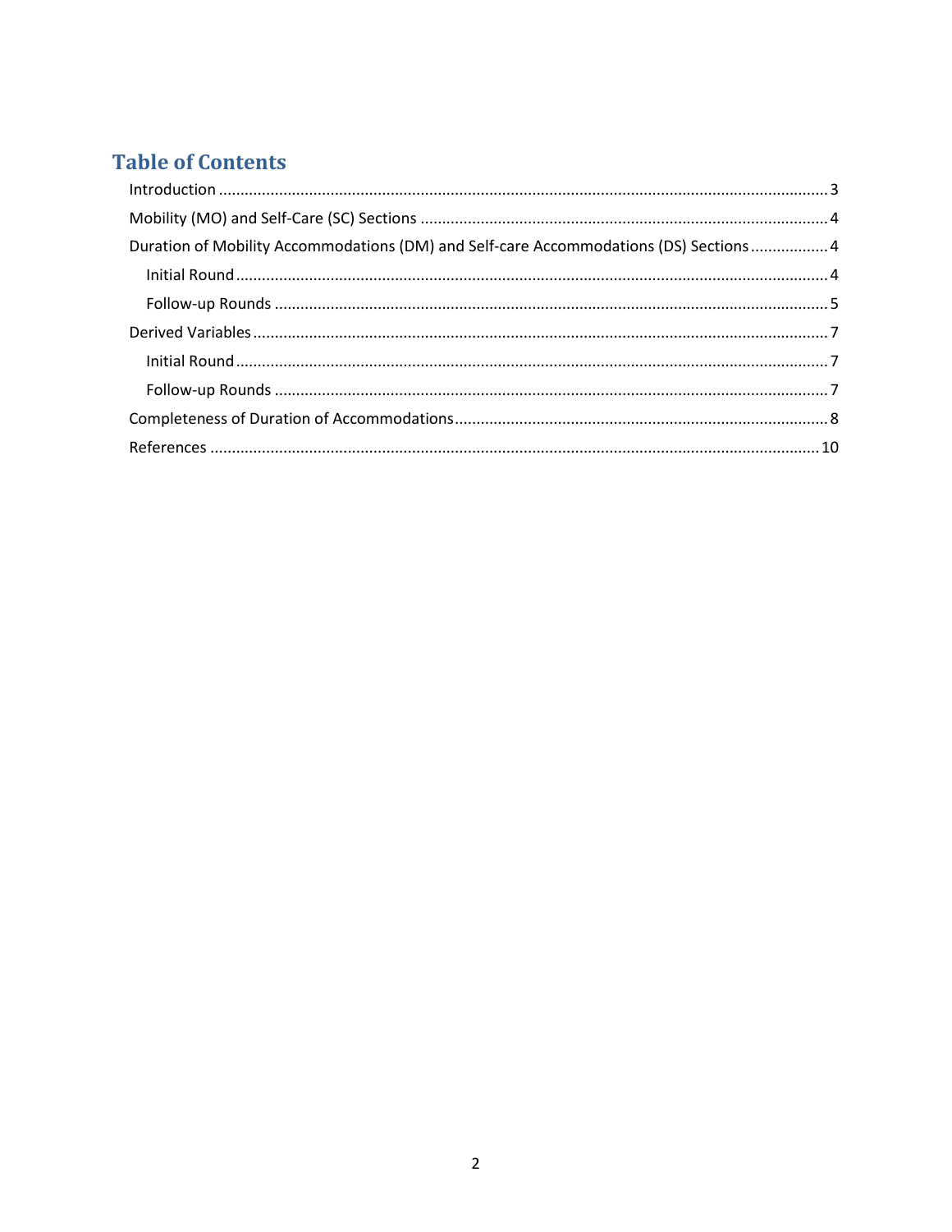# Table of Contents

- Introduction ............................................................................................................................ 3
- Mobility (MO) and Self-Care (SC) Sections .............................................................................. 4
- Duration of Mobility Accommodations (DM) and Self-care Accommodations (DS) Sections .................. 4
  - Initial Round ........................................................................................................................ 4
  - Follow-up Rounds ............................................................................................................... 5
- Derived Variables .................................................................................................................... 7
  - Initial Round ........................................................................................................................ 7
  - Follow-up Rounds ............................................................................................................... 7
- Completeness of Duration of Accommodations ...................................................................... 8
- References ............................................................................................................................ 10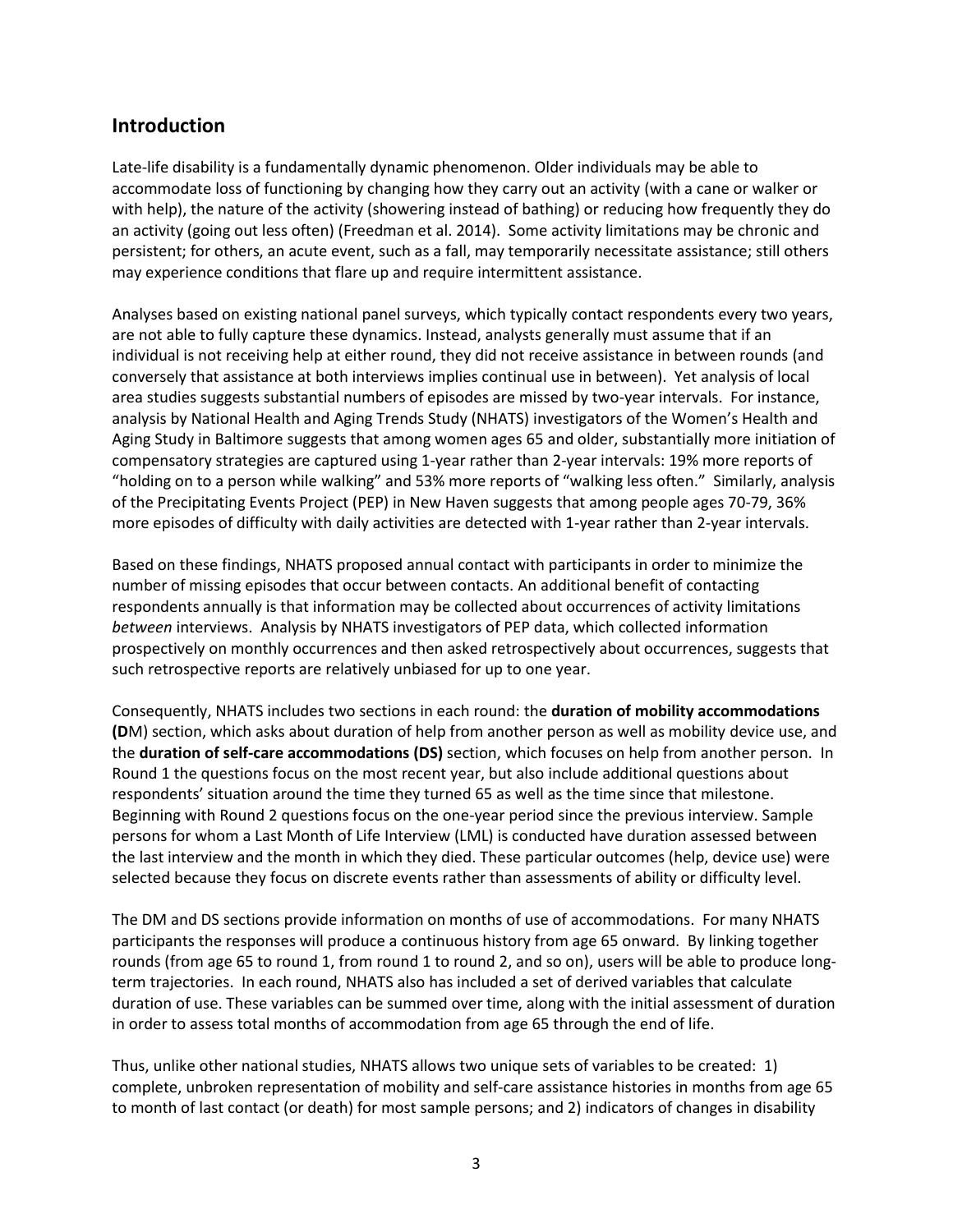## Introduction

Late-life disability is a fundamentally dynamic phenomenon. Older individuals may be able to accommodate loss of functioning by changing how they carry out an activity (with a cane or walker or with help), the nature of the activity (showering instead of bathing) or reducing how frequently they do an activity (going out less often) (Freedman et al. 2014). Some activity limitations may be chronic and persistent; for others, an acute event, such as a fall, may temporarily necessitate assistance; still others may experience conditions that flare up and require intermittent assistance.

Analyses based on existing national panel surveys, which typically contact respondents every two years, are not able to fully capture these dynamics. Instead, analysts generally must assume that if an individual is not receiving help at either round, they did not receive assistance in between rounds (and conversely that assistance at both interviews implies continual use in between). Yet analysis of local area studies suggests substantial numbers of episodes are missed by two-year intervals. For instance, analysis by National Health and Aging Trends Study (NHATS) investigators of the Women's Health and Aging Study in Baltimore suggests that among women ages 65 and older, substantially more initiation of compensatory strategies are captured using 1-year rather than 2-year intervals: 19% more reports of "holding on to a person while walking" and 53% more reports of "walking less often." Similarly, analysis of the Precipitating Events Project (PEP) in New Haven suggests that among people ages 70-79, 36% more episodes of difficulty with daily activities are detected with 1-year rather than 2-year intervals.

Based on these findings, NHATS proposed annual contact with participants in order to minimize the number of missing episodes that occur between contacts. An additional benefit of contacting respondents annually is that information may be collected about occurrences of activity limitations *between* interviews. Analysis by NHATS investigators of PEP data, which collected information prospectively on monthly occurrences and then asked retrospectively about occurrences, suggests that such retrospective reports are relatively unbiased for up to one year.

Consequently, NHATS includes two sections in each round: the **duration of mobility accommodations (D**M) section, which asks about duration of help from another person as well as mobility device use, and the **duration of self-care accommodations (DS)** section, which focuses on help from another person. In Round 1 the questions focus on the most recent year, but also include additional questions about respondents' situation around the time they turned 65 as well as the time since that milestone. Beginning with Round 2 questions focus on the one-year period since the previous interview. Sample persons for whom a Last Month of Life Interview (LML) is conducted have duration assessed between the last interview and the month in which they died. These particular outcomes (help, device use) were selected because they focus on discrete events rather than assessments of ability or difficulty level.

The DM and DS sections provide information on months of use of accommodations. For many NHATS participants the responses will produce a continuous history from age 65 onward. By linking together rounds (from age 65 to round 1, from round 1 to round 2, and so on), users will be able to produce long-term trajectories. In each round, NHATS also has included a set of derived variables that calculate duration of use. These variables can be summed over time, along with the initial assessment of duration in order to assess total months of accommodation from age 65 through the end of life.

Thus, unlike other national studies, NHATS allows two unique sets of variables to be created: 1) complete, unbroken representation of mobility and self-care assistance histories in months from age 65 to month of last contact (or death) for most sample persons; and 2) indicators of changes in disability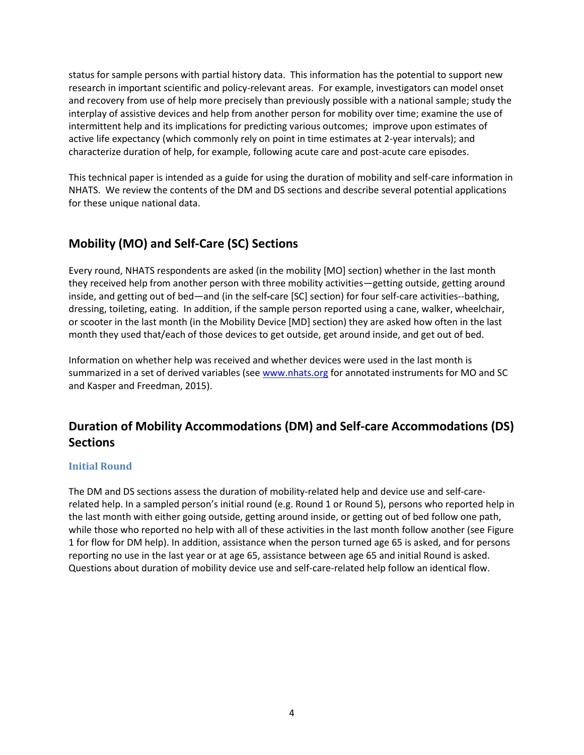status for sample persons with partial history data. This information has the potential to support new research in important scientific and policy-relevant areas. For example, investigators can model onset and recovery from use of help more precisely than previously possible with a national sample; study the interplay of assistive devices and help from another person for mobility over time; examine the use of intermittent help and its implications for predicting various outcomes; improve upon estimates of active life expectancy (which commonly rely on point in time estimates at 2-year intervals); and characterize duration of help, for example, following acute care and post-acute care episodes.

This technical paper is intended as a guide for using the duration of mobility and self-care information in NHATS. We review the contents of the DM and DS sections and describe several potential applications for these unique national data.

## Mobility (MO) and Self-Care (SC) Sections

Every round, NHATS respondents are asked (in the mobility [MO] section) whether in the last month they received help from another person with three mobility activities—getting outside, getting around inside, and getting out of bed—and (in the self-care [SC] section) for four self-care activities--bathing, dressing, toileting, eating. In addition, if the sample person reported using a cane, walker, wheelchair, or scooter in the last month (in the Mobility Device [MD] section) they are asked how often in the last month they used that/each of those devices to get outside, get around inside, and get out of bed.

Information on whether help was received and whether devices were used in the last month is summarized in a set of derived variables (see www.nhats.org for annotated instruments for MO and SC and Kasper and Freedman, 2015).

## Duration of Mobility Accommodations (DM) and Self-care Accommodations (DS) Sections

### Initial Round

The DM and DS sections assess the duration of mobility-related help and device use and self-care-related help. In a sampled person's initial round (e.g. Round 1 or Round 5), persons who reported help in the last month with either going outside, getting around inside, or getting out of bed follow one path, while those who reported no help with all of these activities in the last month follow another (see Figure 1 for flow for DM help). In addition, assistance when the person turned age 65 is asked, and for persons reporting no use in the last year or at age 65, assistance between age 65 and initial Round is asked. Questions about duration of mobility device use and self-care-related help follow an identical flow.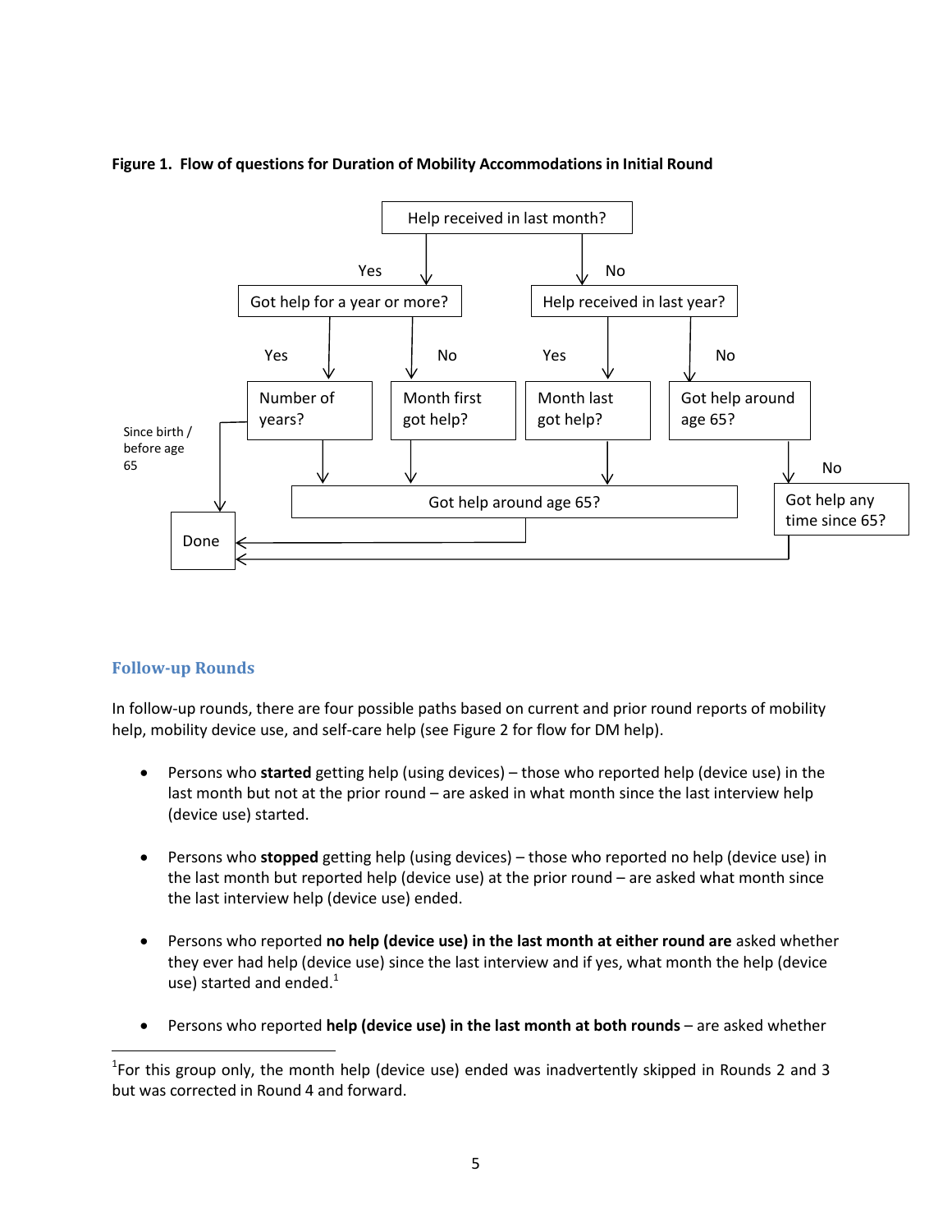**Figure 1. Flow of questions for Duration of Mobility Accommodations in Initial Round**

Help received in last month?

Yes — Got help for a year or more?

No — Help received in last year?

Yes — Number of years?

No — Month first got help?

Yes — Month last got help?

No — Got help around age 65?

Since birth / before age 65

Got help around age 65?

No — Got help any time since 65?

Done

## Follow-up Rounds

In follow-up rounds, there are four possible paths based on current and prior round reports of mobility help, mobility device use, and self-care help (see Figure 2 for flow for DM help).

- Persons who **started** getting help (using devices) – those who reported help (device use) in the last month but not at the prior round – are asked in what month since the last interview help (device use) started.
- Persons who **stopped** getting help (using devices) – those who reported no help (device use) in the last month but reported help (device use) at the prior round – are asked what month since the last interview help (device use) ended.
- Persons who reported **no help (device use) in the last month at either round are** asked whether they ever had help (device use) since the last interview and if yes, what month the help (device use) started and ended.[1]
- Persons who reported **help (device use) in the last month at both rounds** – are asked whether

[1] For this group only, the month help (device use) ended was inadvertently skipped in Rounds 2 and 3 but was corrected in Round 4 and forward.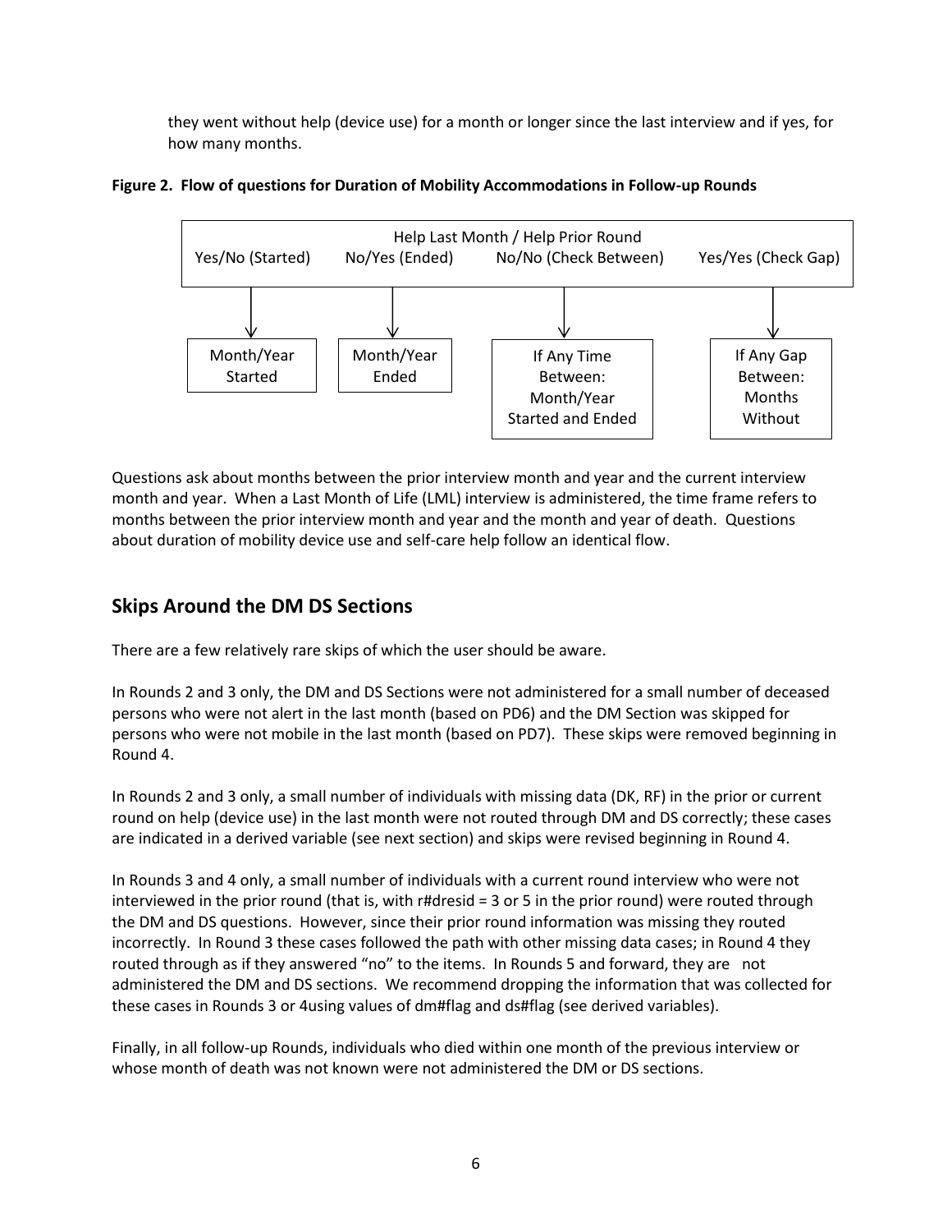they went without help (device use) for a month or longer since the last interview and if yes, for how many months.

**Figure 2. Flow of questions for Duration of Mobility Accommodations in Follow-up Rounds**

| Help Last Month / Help Prior Round | | | |
|---|---|---|---|
| Yes/No (Started) | No/Yes (Ended) | No/No (Check Between) | Yes/Yes (Check Gap) |
| ↓ | ↓ | ↓ | ↓ |
| Month/Year Started | Month/Year Ended | If Any Time Between: Month/Year Started and Ended | If Any Gap Between: Months Without |

Questions ask about months between the prior interview month and year and the current interview month and year. When a Last Month of Life (LML) interview is administered, the time frame refers to months between the prior interview month and year and the month and year of death. Questions about duration of mobility device use and self-care help follow an identical flow.

## Skips Around the DM DS Sections

There are a few relatively rare skips of which the user should be aware.

In Rounds 2 and 3 only, the DM and DS Sections were not administered for a small number of deceased persons who were not alert in the last month (based on PD6) and the DM Section was skipped for persons who were not mobile in the last month (based on PD7). These skips were removed beginning in Round 4.

In Rounds 2 and 3 only, a small number of individuals with missing data (DK, RF) in the prior or current round on help (device use) in the last month were not routed through DM and DS correctly; these cases are indicated in a derived variable (see next section) and skips were revised beginning in Round 4.

In Rounds 3 and 4 only, a small number of individuals with a current round interview who were not interviewed in the prior round (that is, with r#dresid = 3 or 5 in the prior round) were routed through the DM and DS questions. However, since their prior round information was missing they routed incorrectly. In Round 3 these cases followed the path with other missing data cases; in Round 4 they routed through as if they answered "no" to the items. In Rounds 5 and forward, they are not administered the DM and DS sections. We recommend dropping the information that was collected for these cases in Rounds 3 or 4using values of dm#flag and ds#flag (see derived variables).

Finally, in all follow-up Rounds, individuals who died within one month of the previous interview or whose month of death was not known were not administered the DM or DS sections.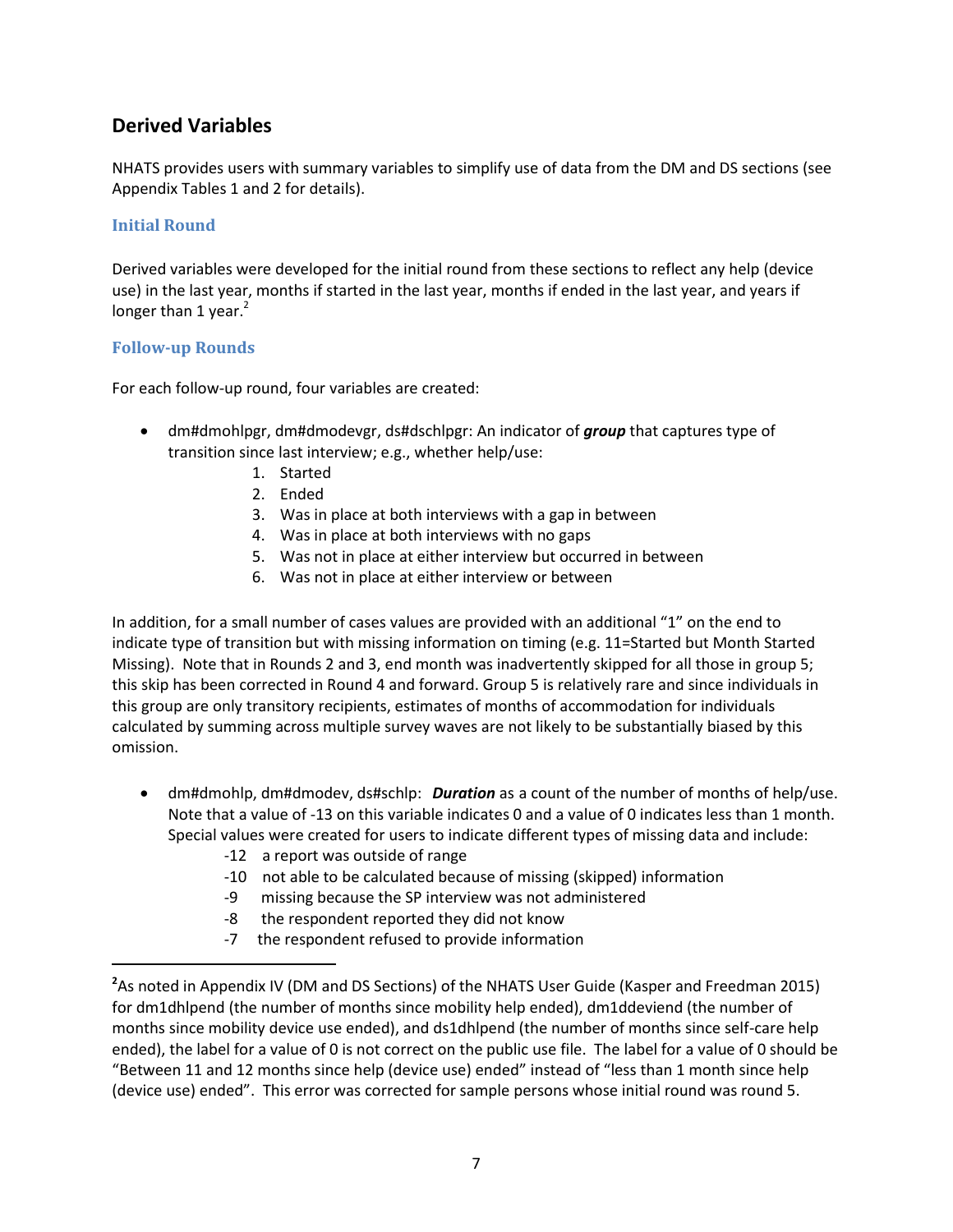## Derived Variables

NHATS provides users with summary variables to simplify use of data from the DM and DS sections (see Appendix Tables 1 and 2 for details).

### Initial Round

Derived variables were developed for the initial round from these sections to reflect any help (device use) in the last year, months if started in the last year, months if ended in the last year, and years if longer than 1 year.[2]

### Follow-up Rounds

For each follow-up round, four variables are created:

- dm#dmohlpgr, dm#dmodevgr, ds#dschlpgr: An indicator of ***group*** that captures type of transition since last interview; e.g., whether help/use:
    1. Started
    2. Ended
    3. Was in place at both interviews with a gap in between
    4. Was in place at both interviews with no gaps
    5. Was not in place at either interview but occurred in between
    6. Was not in place at either interview or between

In addition, for a small number of cases values are provided with an additional "1" on the end to indicate type of transition but with missing information on timing (e.g. 11=Started but Month Started Missing). Note that in Rounds 2 and 3, end month was inadvertently skipped for all those in group 5; this skip has been corrected in Round 4 and forward. Group 5 is relatively rare and since individuals in this group are only transitory recipients, estimates of months of accommodation for individuals calculated by summing across multiple survey waves are not likely to be substantially biased by this omission.

- dm#dmohlp, dm#dmodev, ds#schlp: ***Duration*** as a count of the number of months of help/use. Note that a value of -13 on this variable indicates 0 and a value of 0 indicates less than 1 month. Special values were created for users to indicate different types of missing data and include:
    - -12 a report was outside of range
    - -10 not able to be calculated because of missing (skipped) information
    - -9 missing because the SP interview was not administered
    - -8 the respondent reported they did not know
    - -7 the respondent refused to provide information

---

[2] As noted in Appendix IV (DM and DS Sections) of the NHATS User Guide (Kasper and Freedman 2015) for dm1dhlpend (the number of months since mobility help ended), dm1ddeviend (the number of months since mobility device use ended), and ds1dhlpend (the number of months since self-care help ended), the label for a value of 0 is not correct on the public use file. The label for a value of 0 should be "Between 11 and 12 months since help (device use) ended" instead of "less than 1 month since help (device use) ended". This error was corrected for sample persons whose initial round was round 5.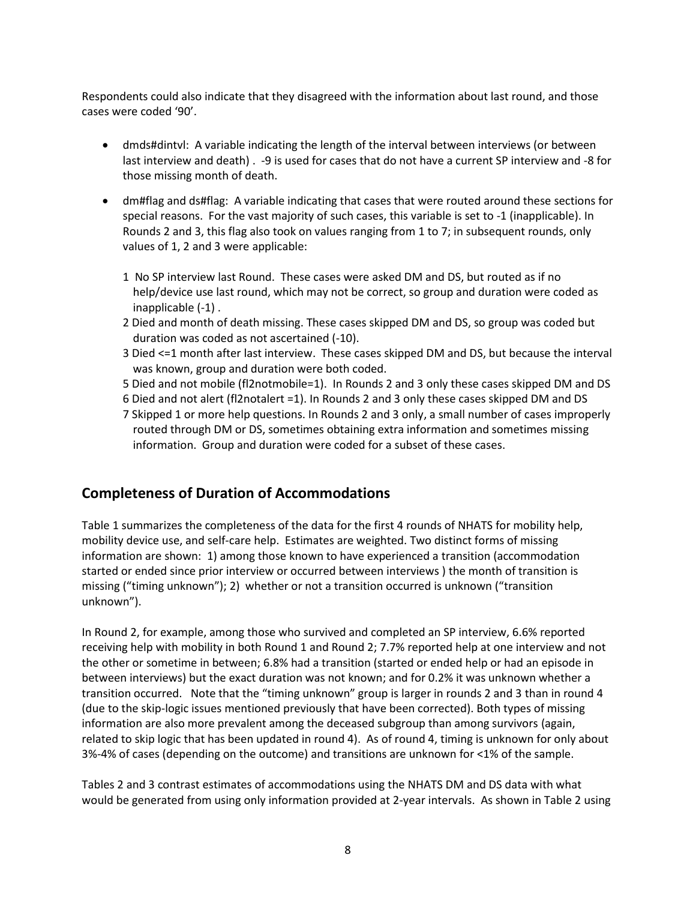Respondents could also indicate that they disagreed with the information about last round, and those cases were coded '90'.

- dmds#dintvl: A variable indicating the length of the interval between interviews (or between last interview and death) . -9 is used for cases that do not have a current SP interview and -8 for those missing month of death.
- dm#flag and ds#flag: A variable indicating that cases that were routed around these sections for special reasons. For the vast majority of such cases, this variable is set to -1 (inapplicable). In Rounds 2 and 3, this flag also took on values ranging from 1 to 7; in subsequent rounds, only values of 1, 2 and 3 were applicable:

  1 No SP interview last Round. These cases were asked DM and DS, but routed as if no help/device use last round, which may not be correct, so group and duration were coded as inapplicable (-1) .
  2 Died and month of death missing. These cases skipped DM and DS, so group was coded but duration was coded as not ascertained (-10).
  3 Died <=1 month after last interview. These cases skipped DM and DS, but because the interval was known, group and duration were both coded.
  5 Died and not mobile (fl2notmobile=1). In Rounds 2 and 3 only these cases skipped DM and DS
  6 Died and not alert (fl2notalert =1). In Rounds 2 and 3 only these cases skipped DM and DS
  7 Skipped 1 or more help questions. In Rounds 2 and 3 only, a small number of cases improperly routed through DM or DS, sometimes obtaining extra information and sometimes missing information. Group and duration were coded for a subset of these cases.

## Completeness of Duration of Accommodations

Table 1 summarizes the completeness of the data for the first 4 rounds of NHATS for mobility help, mobility device use, and self-care help. Estimates are weighted. Two distinct forms of missing information are shown: 1) among those known to have experienced a transition (accommodation started or ended since prior interview or occurred between interviews ) the month of transition is missing ("timing unknown"); 2) whether or not a transition occurred is unknown ("transition unknown").

In Round 2, for example, among those who survived and completed an SP interview, 6.6% reported receiving help with mobility in both Round 1 and Round 2; 7.7% reported help at one interview and not the other or sometime in between; 6.8% had a transition (started or ended help or had an episode in between interviews) but the exact duration was not known; and for 0.2% it was unknown whether a transition occurred. Note that the "timing unknown" group is larger in rounds 2 and 3 than in round 4 (due to the skip-logic issues mentioned previously that have been corrected). Both types of missing information are also more prevalent among the deceased subgroup than among survivors (again, related to skip logic that has been updated in round 4). As of round 4, timing is unknown for only about 3%-4% of cases (depending on the outcome) and transitions are unknown for <1% of the sample.

Tables 2 and 3 contrast estimates of accommodations using the NHATS DM and DS data with what would be generated from using only information provided at 2-year intervals. As shown in Table 2 using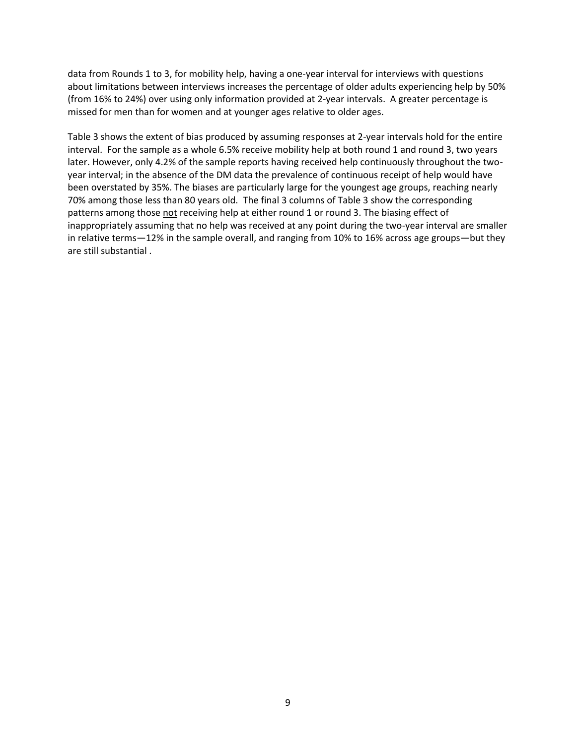data from Rounds 1 to 3, for mobility help, having a one-year interval for interviews with questions about limitations between interviews increases the percentage of older adults experiencing help by 50% (from 16% to 24%) over using only information provided at 2-year intervals. A greater percentage is missed for men than for women and at younger ages relative to older ages.

Table 3 shows the extent of bias produced by assuming responses at 2-year intervals hold for the entire interval. For the sample as a whole 6.5% receive mobility help at both round 1 and round 3, two years later. However, only 4.2% of the sample reports having received help continuously throughout the two-year interval; in the absence of the DM data the prevalence of continuous receipt of help would have been overstated by 35%. The biases are particularly large for the youngest age groups, reaching nearly 70% among those less than 80 years old. The final 3 columns of Table 3 show the corresponding patterns among those <u>not</u> receiving help at either round 1 or round 3. The biasing effect of inappropriately assuming that no help was received at any point during the two-year interval are smaller in relative terms—12% in the sample overall, and ranging from 10% to 16% across age groups—but they are still substantial .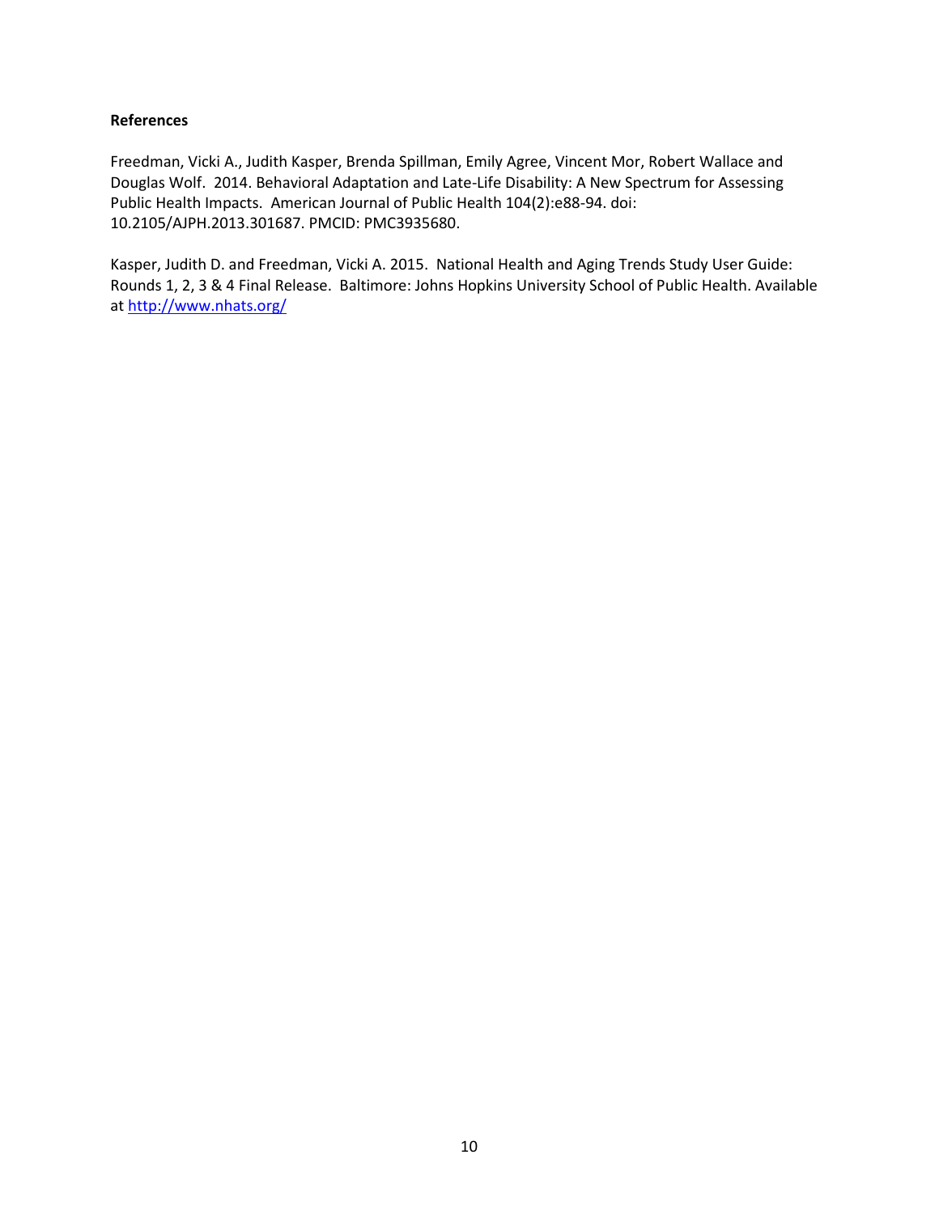**References**

Freedman, Vicki A., Judith Kasper, Brenda Spillman, Emily Agree, Vincent Mor, Robert Wallace and Douglas Wolf. 2014. Behavioral Adaptation and Late-Life Disability: A New Spectrum for Assessing Public Health Impacts. American Journal of Public Health 104(2):e88-94. doi: 10.2105/AJPH.2013.301687. PMCID: PMC3935680.

Kasper, Judith D. and Freedman, Vicki A. 2015. National Health and Aging Trends Study User Guide: Rounds 1, 2, 3 & 4 Final Release. Baltimore: Johns Hopkins University School of Public Health. Available at http://www.nhats.org/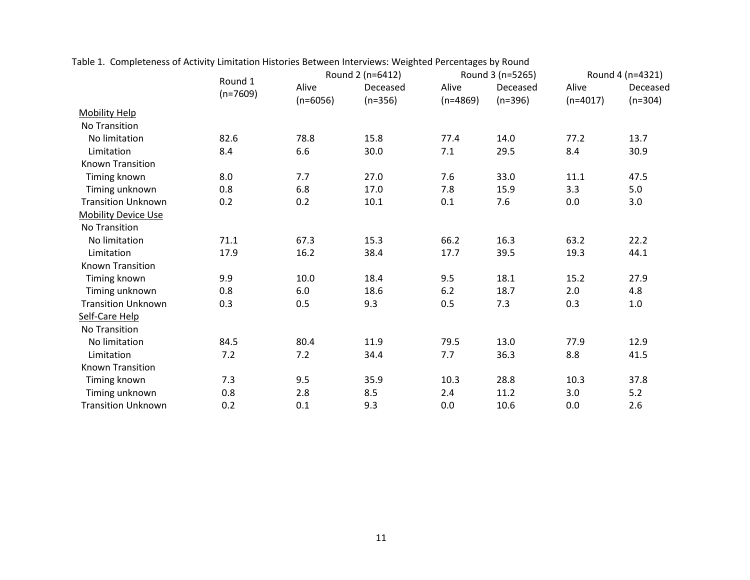Table 1. Completeness of Activity Limitation Histories Between Interviews: Weighted Percentages by Round

| | Round 1 (n=7609) | Round 2 (n=6412) | | Round 3 (n=5265) | | Round 4 (n=4321) | |
|---|---|---|---|---|---|---|---|
| | | Alive (n=6056) | Deceased (n=356) | Alive (n=4869) | Deceased (n=396) | Alive (n=4017) | Deceased (n=304) |
| Mobility Help | | | | | | | |
| No Transition | | | | | | | |
| No limitation | 82.6 | 78.8 | 15.8 | 77.4 | 14.0 | 77.2 | 13.7 |
| Limitation | 8.4 | 6.6 | 30.0 | 7.1 | 29.5 | 8.4 | 30.9 |
| Known Transition | | | | | | | |
| Timing known | 8.0 | 7.7 | 27.0 | 7.6 | 33.0 | 11.1 | 47.5 |
| Timing unknown | 0.8 | 6.8 | 17.0 | 7.8 | 15.9 | 3.3 | 5.0 |
| Transition Unknown | 0.2 | 0.2 | 10.1 | 0.1 | 7.6 | 0.0 | 3.0 |
| Mobility Device Use | | | | | | | |
| No Transition | | | | | | | |
| No limitation | 71.1 | 67.3 | 15.3 | 66.2 | 16.3 | 63.2 | 22.2 |
| Limitation | 17.9 | 16.2 | 38.4 | 17.7 | 39.5 | 19.3 | 44.1 |
| Known Transition | | | | | | | |
| Timing known | 9.9 | 10.0 | 18.4 | 9.5 | 18.1 | 15.2 | 27.9 |
| Timing unknown | 0.8 | 6.0 | 18.6 | 6.2 | 18.7 | 2.0 | 4.8 |
| Transition Unknown | 0.3 | 0.5 | 9.3 | 0.5 | 7.3 | 0.3 | 1.0 |
| Self-Care Help | | | | | | | |
| No Transition | | | | | | | |
| No limitation | 84.5 | 80.4 | 11.9 | 79.5 | 13.0 | 77.9 | 12.9 |
| Limitation | 7.2 | 7.2 | 34.4 | 7.7 | 36.3 | 8.8 | 41.5 |
| Known Transition | | | | | | | |
| Timing known | 7.3 | 9.5 | 35.9 | 10.3 | 28.8 | 10.3 | 37.8 |
| Timing unknown | 0.8 | 2.8 | 8.5 | 2.4 | 11.2 | 3.0 | 5.2 |
| Transition Unknown | 0.2 | 0.1 | 9.3 | 0.0 | 10.6 | 0.0 | 2.6 |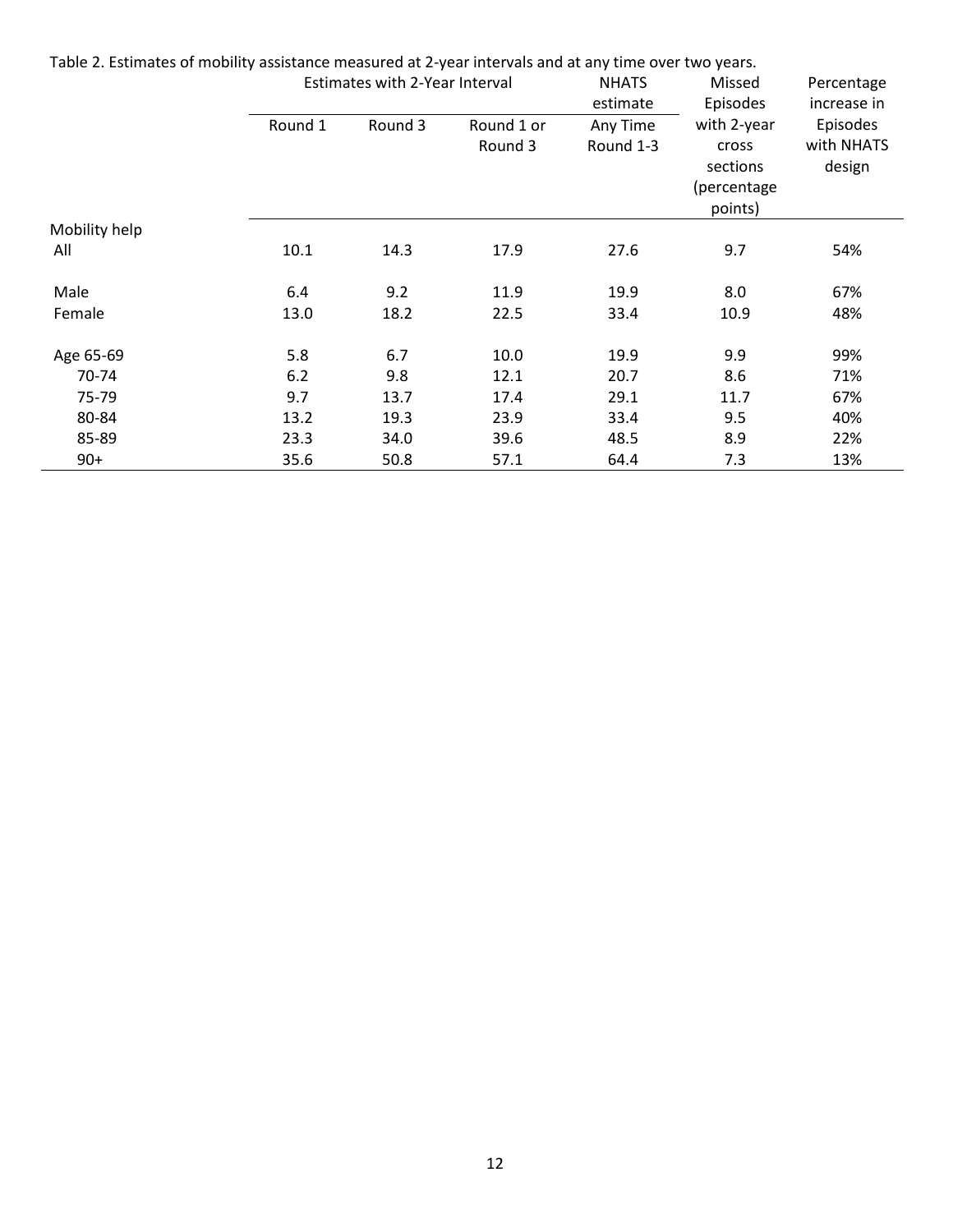Table 2. Estimates of mobility assistance measured at 2-year intervals and at any time over two years.

| | Estimates with 2-Year Interval | | | NHATS estimate | Missed Episodes with 2-year cross sections (percentage points) | Percentage increase in Episodes with NHATS design |
|---|---|---|---|---|---|---|
| | Round 1 | Round 3 | Round 1 or Round 3 | Any Time Round 1-3 | | |
| Mobility help | | | | | | |
| All | 10.1 | 14.3 | 17.9 | 27.6 | 9.7 | 54% |
| Male | 6.4 | 9.2 | 11.9 | 19.9 | 8.0 | 67% |
| Female | 13.0 | 18.2 | 22.5 | 33.4 | 10.9 | 48% |
| Age 65-69 | 5.8 | 6.7 | 10.0 | 19.9 | 9.9 | 99% |
| 70-74 | 6.2 | 9.8 | 12.1 | 20.7 | 8.6 | 71% |
| 75-79 | 9.7 | 13.7 | 17.4 | 29.1 | 11.7 | 67% |
| 80-84 | 13.2 | 19.3 | 23.9 | 33.4 | 9.5 | 40% |
| 85-89 | 23.3 | 34.0 | 39.6 | 48.5 | 8.9 | 22% |
| 90+ | 35.6 | 50.8 | 57.1 | 64.4 | 7.3 | 13% |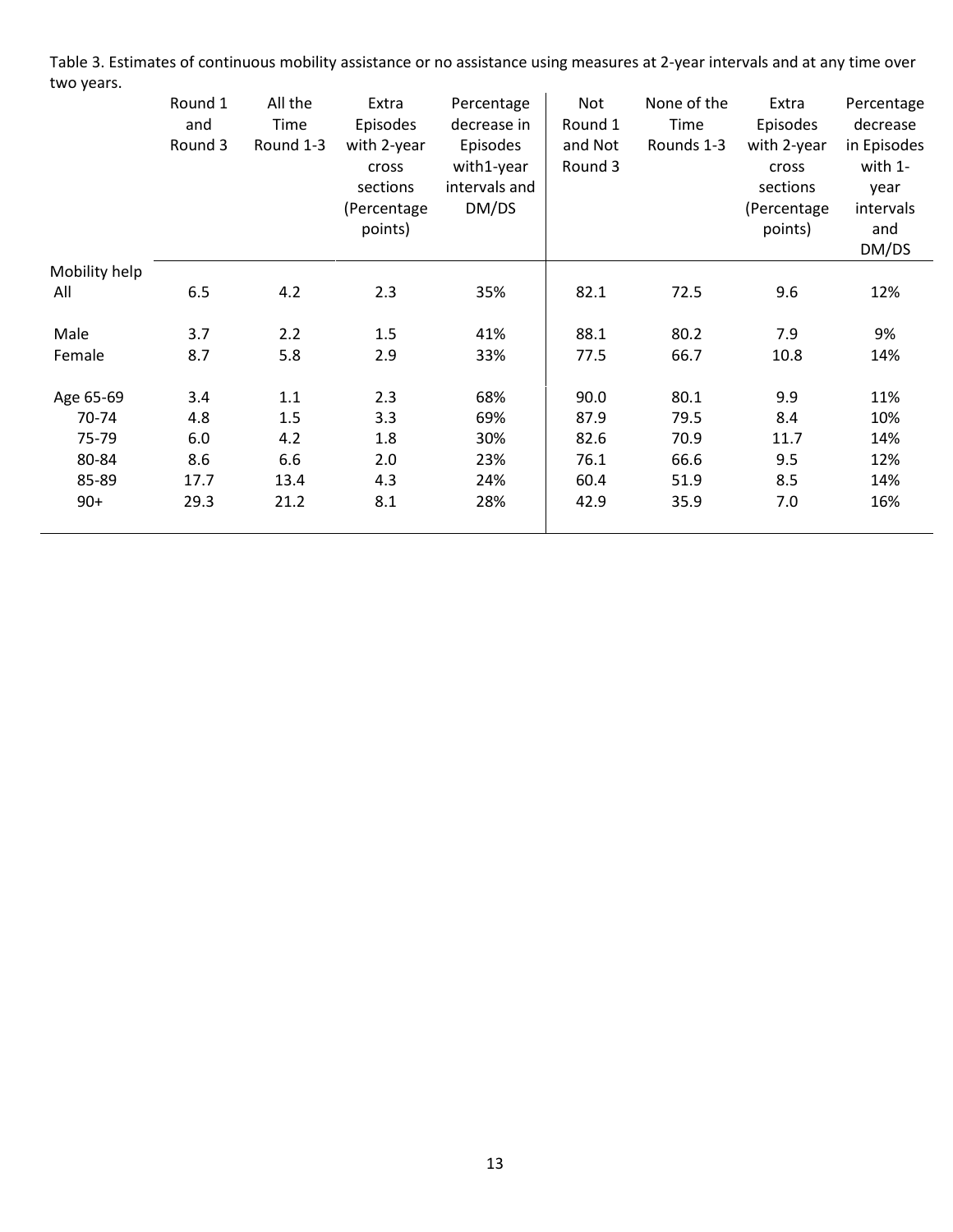Table 3. Estimates of continuous mobility assistance or no assistance using measures at 2-year intervals and at any time over two years.

| | Round 1 and Round 3 | All the Time Round 1-3 | Extra Episodes with 2-year cross sections (Percentage points) | Percentage decrease in Episodes with1-year intervals and DM/DS | Not Round 1 and Not Round 3 | None of the Time Rounds 1-3 | Extra Episodes with 2-year cross sections (Percentage points) | Percentage decrease in Episodes with 1-year intervals and DM/DS |
|---|---|---|---|---|---|---|---|---|
| Mobility help | | | | | | | | |
| All | 6.5 | 4.2 | 2.3 | 35% | 82.1 | 72.5 | 9.6 | 12% |
| Male | 3.7 | 2.2 | 1.5 | 41% | 88.1 | 80.2 | 7.9 | 9% |
| Female | 8.7 | 5.8 | 2.9 | 33% | 77.5 | 66.7 | 10.8 | 14% |
| Age 65-69 | 3.4 | 1.1 | 2.3 | 68% | 90.0 | 80.1 | 9.9 | 11% |
| 70-74 | 4.8 | 1.5 | 3.3 | 69% | 87.9 | 79.5 | 8.4 | 10% |
| 75-79 | 6.0 | 4.2 | 1.8 | 30% | 82.6 | 70.9 | 11.7 | 14% |
| 80-84 | 8.6 | 6.6 | 2.0 | 23% | 76.1 | 66.6 | 9.5 | 12% |
| 85-89 | 17.7 | 13.4 | 4.3 | 24% | 60.4 | 51.9 | 8.5 | 14% |
| 90+ | 29.3 | 21.2 | 8.1 | 28% | 42.9 | 35.9 | 7.0 | 16% |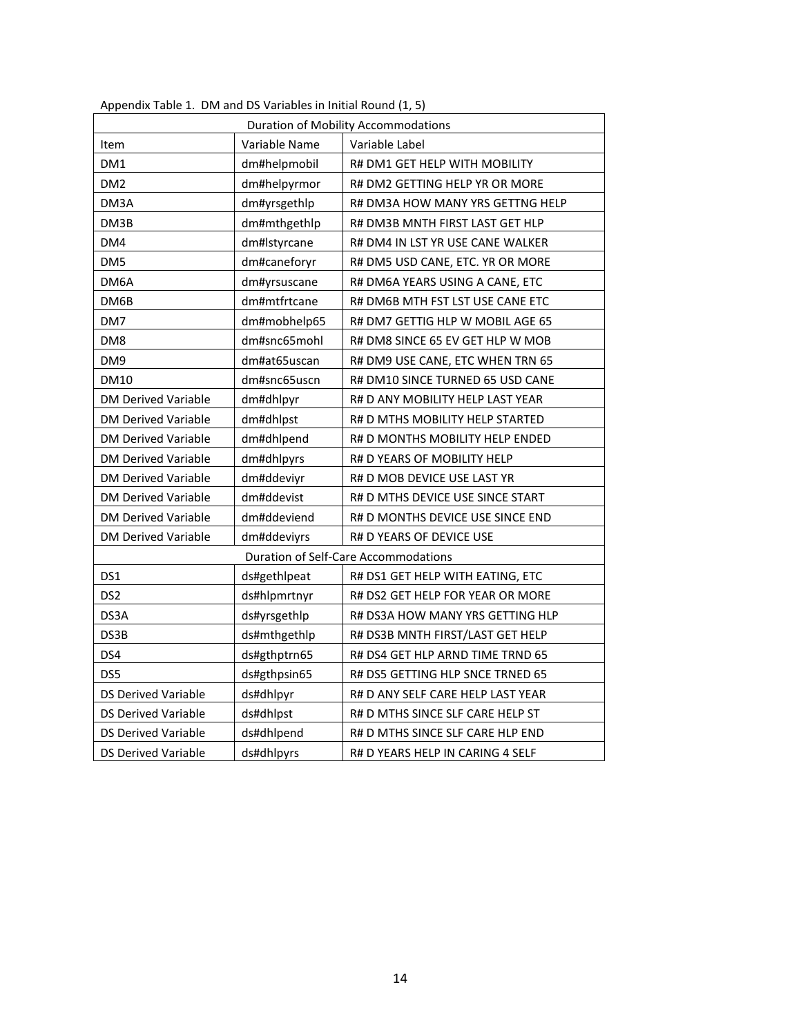Appendix Table 1. DM and DS Variables in Initial Round (1, 5)

| Duration of Mobility Accommodations | | |
|---|---|---|
| Item | Variable Name | Variable Label |
| DM1 | dm#helpmobil | R# DM1 GET HELP WITH MOBILITY |
| DM2 | dm#helpyrmor | R# DM2 GETTING HELP YR OR MORE |
| DM3A | dm#yrsgethlp | R# DM3A HOW MANY YRS GETTNG HELP |
| DM3B | dm#mthgethlp | R# DM3B MNTH FIRST LAST GET HLP |
| DM4 | dm#lstyrcane | R# DM4 IN LST YR USE CANE WALKER |
| DM5 | dm#caneforyr | R# DM5 USD CANE, ETC. YR OR MORE |
| DM6A | dm#yrsuscane | R# DM6A YEARS USING A CANE, ETC |
| DM6B | dm#mtfrtcane | R# DM6B MTH FST LST USE CANE ETC |
| DM7 | dm#mobhelp65 | R# DM7 GETTIG HLP W MOBIL AGE 65 |
| DM8 | dm#snc65mohl | R# DM8 SINCE 65 EV GET HLP W MOB |
| DM9 | dm#at65uscan | R# DM9 USE CANE, ETC WHEN TRN 65 |
| DM10 | dm#snc65uscn | R# DM10 SINCE TURNED 65 USD CANE |
| DM Derived Variable | dm#dhlpyr | R# D ANY MOBILITY HELP LAST YEAR |
| DM Derived Variable | dm#dhlpst | R# D MTHS MOBILITY HELP STARTED |
| DM Derived Variable | dm#dhlpend | R# D MONTHS MOBILITY HELP ENDED |
| DM Derived Variable | dm#dhlpyrs | R# D YEARS OF MOBILITY HELP |
| DM Derived Variable | dm#ddeviyr | R# D MOB DEVICE USE LAST YR |
| DM Derived Variable | dm#ddevist | R# D MTHS DEVICE USE SINCE START |
| DM Derived Variable | dm#ddeviend | R# D MONTHS DEVICE USE SINCE END |
| DM Derived Variable | dm#ddeviyrs | R# D YEARS OF DEVICE USE |
| Duration of Self-Care Accommodations | | |
| DS1 | ds#gethlpeat | R# DS1 GET HELP WITH EATING, ETC |
| DS2 | ds#hlpmrtnyr | R# DS2 GET HELP FOR YEAR OR MORE |
| DS3A | ds#yrsgethlp | R# DS3A HOW MANY YRS GETTING HLP |
| DS3B | ds#mthgethlp | R# DS3B MNTH FIRST/LAST GET HELP |
| DS4 | ds#gthptrn65 | R# DS4 GET HLP ARND TIME TRND 65 |
| DS5 | ds#gthpsin65 | R# DS5 GETTING HLP SNCE TRNED 65 |
| DS Derived Variable | ds#dhlpyr | R# D ANY SELF CARE HELP LAST YEAR |
| DS Derived Variable | ds#dhlpst | R# D MTHS SINCE SLF CARE HELP ST |
| DS Derived Variable | ds#dhlpend | R# D MTHS SINCE SLF CARE HLP END |
| DS Derived Variable | ds#dhlpyrs | R# D YEARS HELP IN CARING 4 SELF |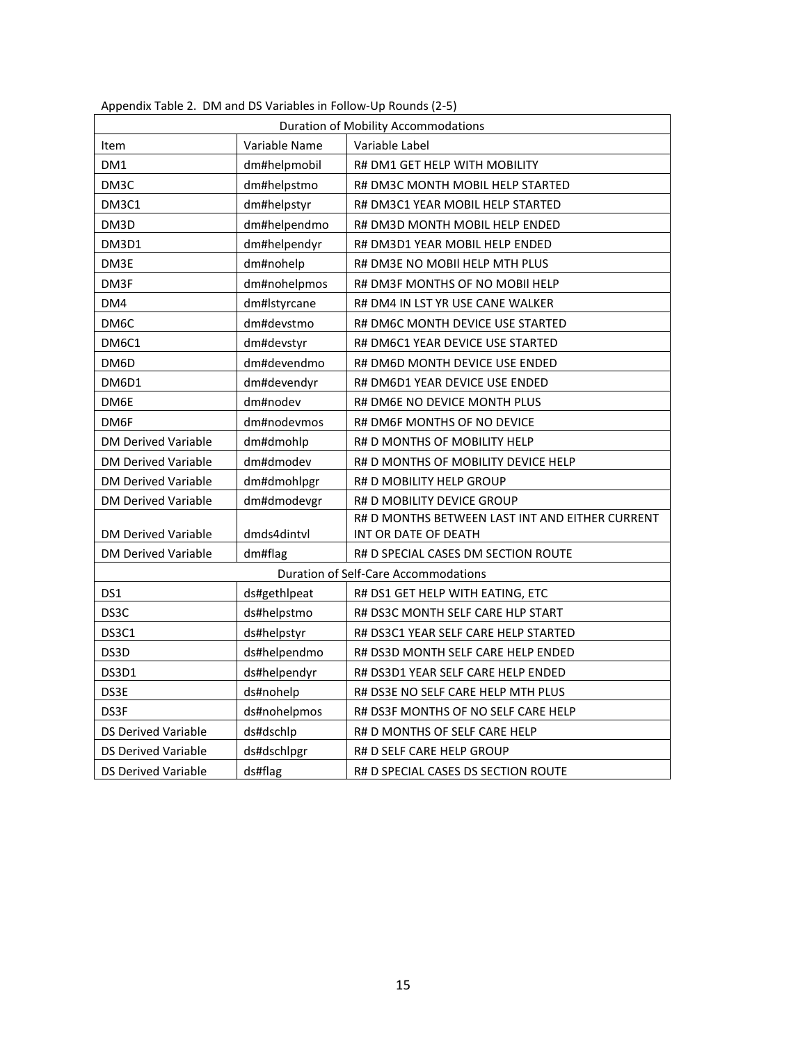Appendix Table 2. DM and DS Variables in Follow-Up Rounds (2-5)

| Duration of Mobility Accommodations | | |
|---|---|---|
| Item | Variable Name | Variable Label |
| DM1 | dm#helpmobil | R# DM1 GET HELP WITH MOBILITY |
| DM3C | dm#helpstmo | R# DM3C MONTH MOBIL HELP STARTED |
| DM3C1 | dm#helpstyr | R# DM3C1 YEAR MOBIL HELP STARTED |
| DM3D | dm#helpendmo | R# DM3D MONTH MOBIL HELP ENDED |
| DM3D1 | dm#helpendyr | R# DM3D1 YEAR MOBIL HELP ENDED |
| DM3E | dm#nohelp | R# DM3E NO MOBIl HELP MTH PLUS |
| DM3F | dm#nohelpmos | R# DM3F MONTHS OF NO MOBIl HELP |
| DM4 | dm#lstyrcane | R# DM4 IN LST YR USE CANE WALKER |
| DM6C | dm#devstmo | R# DM6C MONTH DEVICE USE STARTED |
| DM6C1 | dm#devstyr | R# DM6C1 YEAR DEVICE USE STARTED |
| DM6D | dm#devendmo | R# DM6D MONTH DEVICE USE ENDED |
| DM6D1 | dm#devendyr | R# DM6D1 YEAR DEVICE USE ENDED |
| DM6E | dm#nodev | R# DM6E NO DEVICE MONTH PLUS |
| DM6F | dm#nodevmos | R# DM6F MONTHS OF NO DEVICE |
| DM Derived Variable | dm#dmohlp | R# D MONTHS OF MOBILITY HELP |
| DM Derived Variable | dm#dmodev | R# D MONTHS OF MOBILITY DEVICE HELP |
| DM Derived Variable | dm#dmohlpgr | R# D MOBILITY HELP GROUP |
| DM Derived Variable | dm#dmodevgr | R# D MOBILITY DEVICE GROUP |
| DM Derived Variable | dmds4dintvl | R# D MONTHS BETWEEN LAST INT AND EITHER CURRENT INT OR DATE OF DEATH |
| DM Derived Variable | dm#flag | R# D SPECIAL CASES DM SECTION ROUTE |
| Duration of Self-Care Accommodations | | |
| DS1 | ds#gethlpeat | R# DS1 GET HELP WITH EATING, ETC |
| DS3C | ds#helpstmo | R# DS3C MONTH SELF CARE HLP START |
| DS3C1 | ds#helpstyr | R# DS3C1 YEAR SELF CARE HELP STARTED |
| DS3D | ds#helpendmo | R# DS3D MONTH SELF CARE HELP ENDED |
| DS3D1 | ds#helpendyr | R# DS3D1 YEAR SELF CARE HELP ENDED |
| DS3E | ds#nohelp | R# DS3E NO SELF CARE HELP MTH PLUS |
| DS3F | ds#nohelpmos | R# DS3F MONTHS OF NO SELF CARE HELP |
| DS Derived Variable | ds#dschlp | R# D MONTHS OF SELF CARE HELP |
| DS Derived Variable | ds#dschlpgr | R# D SELF CARE HELP GROUP |
| DS Derived Variable | ds#flag | R# D SPECIAL CASES DS SECTION ROUTE |